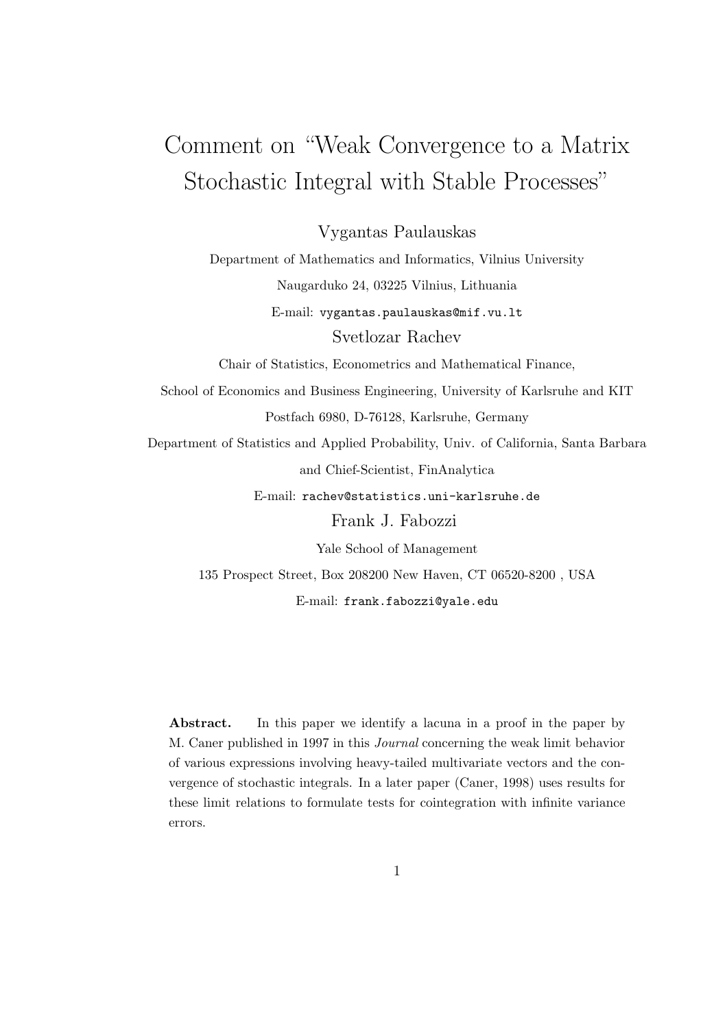# Comment on "Weak Convergence to a Matrix Stochastic Integral with Stable Processes"

Vygantas Paulauskas

Department of Mathematics and Informatics, Vilnius University

Naugarduko 24, 03225 Vilnius, Lithuania

E-mail: vygantas.paulauskas@mif.vu.lt

Svetlozar Rachev

Chair of Statistics, Econometrics and Mathematical Finance,

School of Economics and Business Engineering, University of Karlsruhe and KIT

Postfach 6980, D-76128, Karlsruhe, Germany

Department of Statistics and Applied Probability, Univ. of California, Santa Barbara

and Chief-Scientist, FinAnalytica

E-mail: rachev@statistics.uni-karlsruhe.de

Frank J. Fabozzi

Yale School of Management

135 Prospect Street, Box 208200 New Haven, CT 06520-8200 , USA

E-mail: frank.fabozzi@yale.edu

**Abstract.** In this paper we identify a lacuna in a proof in the paper by M. Caner published in 1997 in this *Journal* concerning the weak limit behavior of various expressions involving heavy-tailed multivariate vectors and the convergence of stochastic integrals. In a later paper (Caner, 1998) uses results for these limit relations to formulate tests for cointegration with infinite variance errors.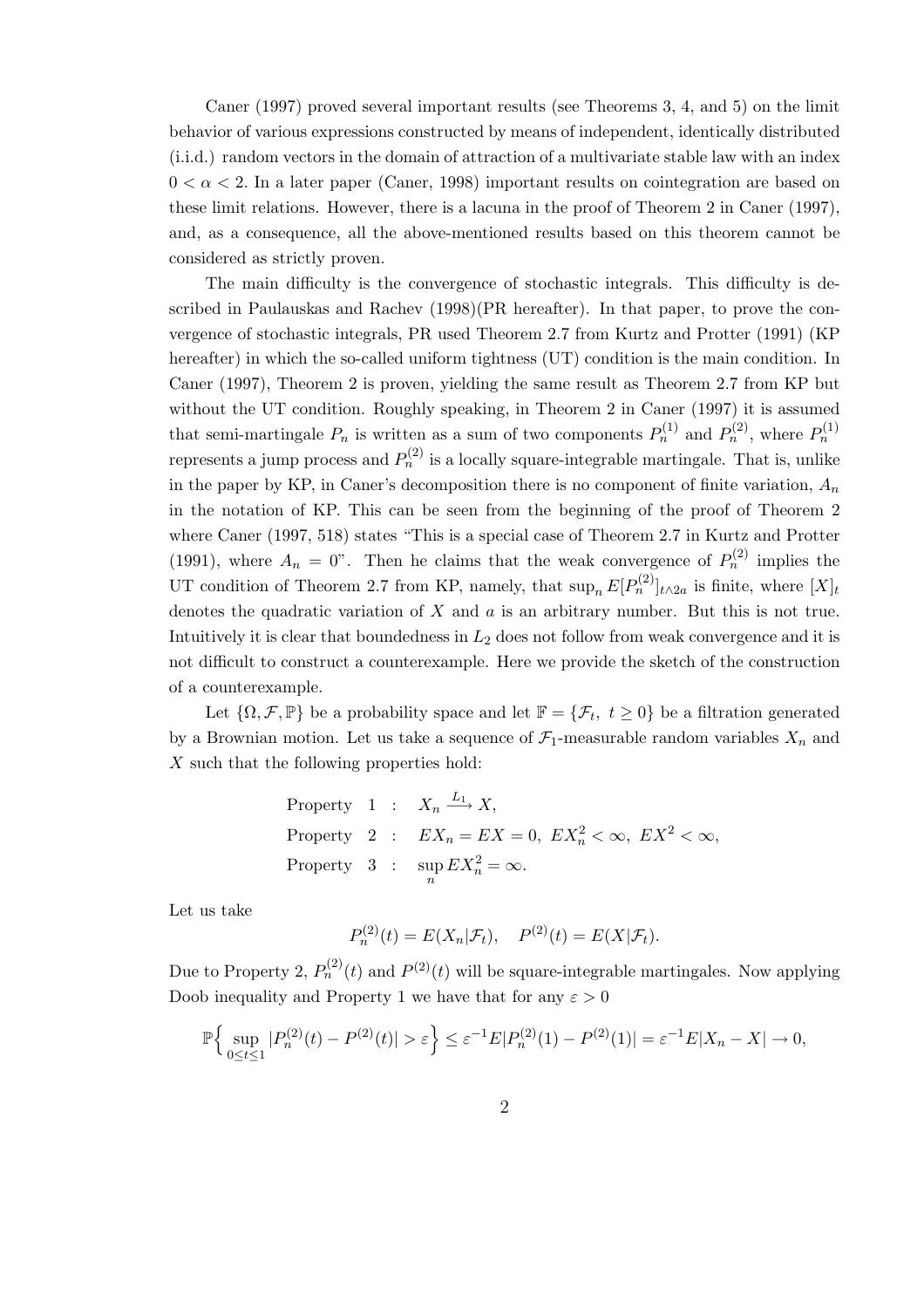Caner (1997) proved several important results (see Theorems 3, 4, and 5) on the limit behavior of various expressions constructed by means of independent, identically distributed (i.i.d.) random vectors in the domain of attraction of a multivariate stable law with an index $0 < \alpha < 2$. In a later paper (Caner, 1998) important results on cointegration are based on these limit relations. However, there is a lacuna in the proof of Theorem 2 in Caner (1997), and, as a consequence, all the above-mentioned results based on this theorem cannot be considered as strictly proven.

The main difficulty is the convergence of stochastic integrals. This difficulty is described in Paulauskas and Rachev (1998)(PR hereafter). In that paper, to prove the convergence of stochastic integrals, PR used Theorem 2.7 from Kurtz and Protter (1991) (KP hereafter) in which the so-called uniform tightness (UT) condition is the main condition. In Caner (1997), Theorem 2 is proven, yielding the same result as Theorem 2.7 from KP but without the UT condition. Roughly speaking, in Theorem 2 in Caner (1997) it is assumed that semi-martingale $P_n$ is written as a sum of two components $P_n^{(1)}$ and $P_n^{(2)}$, where $P_n^{(1)}$ represents a jump process and $P_n^{(2)}$ is a locally square-integrable martingale. That is, unlike in the paper by KP, in Caner's decomposition there is no component of finite variation, $A_n$ in the notation of KP. This can be seen from the beginning of the proof of Theorem 2 where Caner (1997, 518) states "This is a special case of Theorem 2.7 in Kurtz and Protter (1991), where $A_n = 0$". Then he claims that the weak convergence of $P_n^{(2)}$ implies the UT condition of Theorem 2.7 from KP, namely, that $\sup_n E[P_n^{(2)}]_{t\wedge 2a}$ is finite, where $[X]_t$ denotes the quadratic variation of $X$ and $a$ is an arbitrary number. But this is not true. Intuitively it is clear that boundedness in $L_2$ does not follow from weak convergence and it is not difficult to construct a counterexample. Here we provide the sketch of the construction of a counterexample.

Let $\{\Omega, \mathcal{F}, \mathbb{P}\}$ be a probability space and let $\mathbb{F} = \{\mathcal{F}_t,\ t \geq 0\}$ be a filtration generated by a Brownian motion. Let us take a sequence of $\mathcal{F}_1$-measurable random variables $X_n$ and $X$ such that the following properties hold:

$$
\begin{aligned}
&\text{Property } 1 \ : \quad X_n \xrightarrow{L_1} X, \\
&\text{Property } 2 \ : \quad EX_n = EX = 0,\ EX_n^2 < \infty,\ EX^2 < \infty, \\
&\text{Property } 3 \ : \quad \sup_n EX_n^2 = \infty.
\end{aligned}
$$

Let us take

$$
P_n^{(2)}(t) = E(X_n|\mathcal{F}_t), \quad P^{(2)}(t) = E(X|\mathcal{F}_t).
$$

Due to Property 2, $P_n^{(2)}(t)$ and $P^{(2)}(t)$ will be square-integrable martingales. Now applying Doob inequality and Property 1 we have that for any $\varepsilon > 0$

$$
\mathbb{P}\Big\{ \sup_{0 \leq t \leq 1} |P_n^{(2)}(t) - P^{(2)}(t)| > \varepsilon \Big\} \leq \varepsilon^{-1} E|P_n^{(2)}(1) - P^{(2)}(1)| = \varepsilon^{-1} E|X_n - X| \to 0,
$$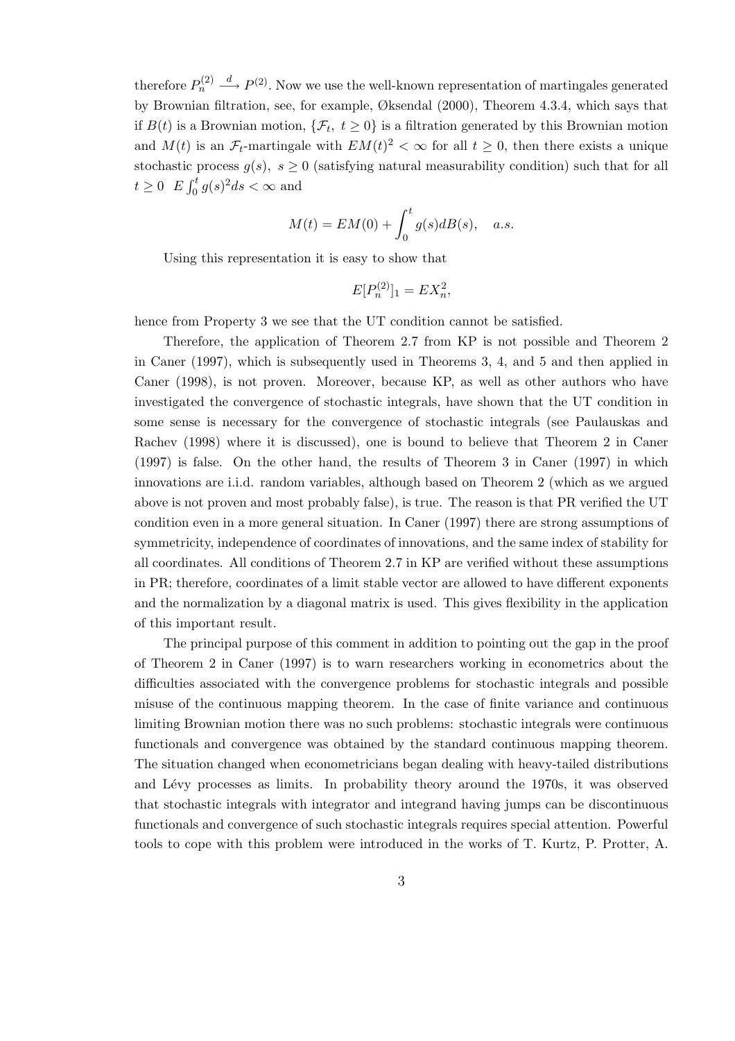therefore $P_n^{(2)} \xrightarrow{d} P^{(2)}$. Now we use the well-known representation of martingales generated by Brownian filtration, see, for example, Øksendal (2000), Theorem 4.3.4, which says that if $B(t)$ is a Brownian motion, $\{\mathcal{F}_t,\ t \geq 0\}$ is a filtration generated by this Brownian motion and $M(t)$ is an $\mathcal{F}_t$-martingale with $EM(t)^2 < \infty$ for all $t \geq 0$, then there exists a unique stochastic process $g(s),\ s \geq 0$ (satisfying natural measurability condition) such that for all $t \geq 0 \ \ E\int_0^t g(s)^2 ds < \infty$ and

$$M(t) = EM(0) + \int_0^t g(s) dB(s), \quad a.s.$$

Using this representation it is easy to show that

$$E[P_n^{(2)}]_1 = EX_n^2,$$

hence from Property 3 we see that the UT condition cannot be satisfied.

Therefore, the application of Theorem 2.7 from KP is not possible and Theorem 2 in Caner (1997), which is subsequently used in Theorems 3, 4, and 5 and then applied in Caner (1998), is not proven. Moreover, because KP, as well as other authors who have investigated the convergence of stochastic integrals, have shown that the UT condition in some sense is necessary for the convergence of stochastic integrals (see Paulauskas and Rachev (1998) where it is discussed), one is bound to believe that Theorem 2 in Caner (1997) is false. On the other hand, the results of Theorem 3 in Caner (1997) in which innovations are i.i.d. random variables, although based on Theorem 2 (which as we argued above is not proven and most probably false), is true. The reason is that PR verified the UT condition even in a more general situation. In Caner (1997) there are strong assumptions of symmetricity, independence of coordinates of innovations, and the same index of stability for all coordinates. All conditions of Theorem 2.7 in KP are verified without these assumptions in PR; therefore, coordinates of a limit stable vector are allowed to have different exponents and the normalization by a diagonal matrix is used. This gives flexibility in the application of this important result.

The principal purpose of this comment in addition to pointing out the gap in the proof of Theorem 2 in Caner (1997) is to warn researchers working in econometrics about the difficulties associated with the convergence problems for stochastic integrals and possible misuse of the continuous mapping theorem. In the case of finite variance and continuous limiting Brownian motion there was no such problems: stochastic integrals were continuous functionals and convergence was obtained by the standard continuous mapping theorem. The situation changed when econometricians began dealing with heavy-tailed distributions and Lévy processes as limits. In probability theory around the 1970s, it was observed that stochastic integrals with integrator and integrand having jumps can be discontinuous functionals and convergence of such stochastic integrals requires special attention. Powerful tools to cope with this problem were introduced in the works of T. Kurtz, P. Protter, A.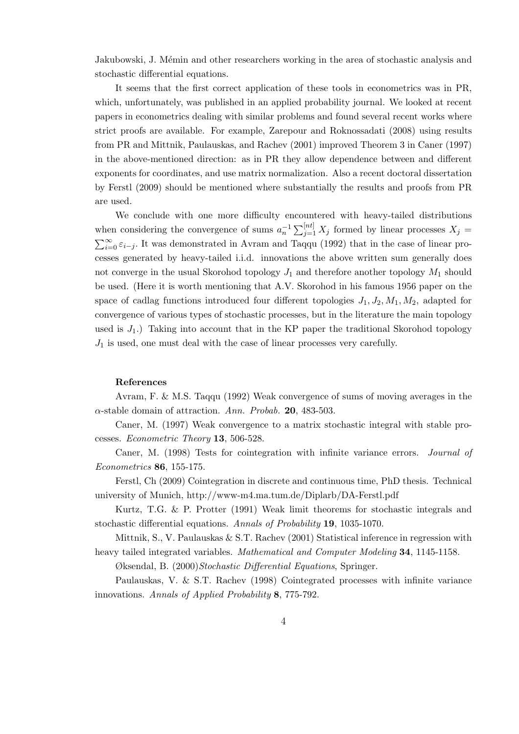Jakubowski, J. Mémin and other researchers working in the area of stochastic analysis and stochastic differential equations.

It seems that the first correct application of these tools in econometrics was in PR, which, unfortunately, was published in an applied probability journal. We looked at recent papers in econometrics dealing with similar problems and found several recent works where strict proofs are available. For example, Zarepour and Roknossadati (2008) using results from PR and Mittnik, Paulauskas, and Rachev (2001) improved Theorem 3 in Caner (1997) in the above-mentioned direction: as in PR they allow dependence between and different exponents for coordinates, and use matrix normalization. Also a recent doctoral dissertation by Ferstl (2009) should be mentioned where substantially the results and proofs from PR are used.

We conclude with one more difficulty encountered with heavy-tailed distributions when considering the convergence of sums $a_n^{-1} \sum_{j=1}^{[nt]} X_j$ formed by linear processes $X_j = \sum_{i=0}^{\infty} \varepsilon_{i-j}$. It was demonstrated in Avram and Taqqu (1992) that in the case of linear processes generated by heavy-tailed i.i.d. innovations the above written sum generally does not converge in the usual Skorohod topology $J_1$ and therefore another topology $M_1$ should be used. (Here it is worth mentioning that A.V. Skorohod in his famous 1956 paper on the space of cadlag functions introduced four different topologies $J_1, J_2, M_1, M_2$, adapted for convergence of various types of stochastic processes, but in the literature the main topology used is $J_1$.) Taking into account that in the KP paper the traditional Skorohod topology $J_1$ is used, one must deal with the case of linear processes very carefully.

**References**

Avram, F. & M.S. Taqqu (1992) Weak convergence of sums of moving averages in the $\alpha$-stable domain of attraction. *Ann. Probab.* **20**, 483-503.

Caner, M. (1997) Weak convergence to a matrix stochastic integral with stable processes. *Econometric Theory* **13**, 506-528.

Caner, M. (1998) Tests for cointegration with infinite variance errors. *Journal of Econometrics* **86**, 155-175.

Ferstl, Ch (2009) Cointegration in discrete and continuous time, PhD thesis. Technical university of Munich, http://www-m4.ma.tum.de/Diplarb/DA-Ferstl.pdf

Kurtz, T.G. & P. Protter (1991) Weak limit theorems for stochastic integrals and stochastic differential equations. *Annals of Probability* **19**, 1035-1070.

Mittnik, S., V. Paulauskas & S.T. Rachev (2001) Statistical inference in regression with heavy tailed integrated variables. *Mathematical and Computer Modeling* **34**, 1145-1158.

Øksendal, B. (2000)*Stochastic Differential Equations*, Springer.

Paulauskas, V. & S.T. Rachev (1998) Cointegrated processes with infinite variance innovations. *Annals of Applied Probability* **8**, 775-792.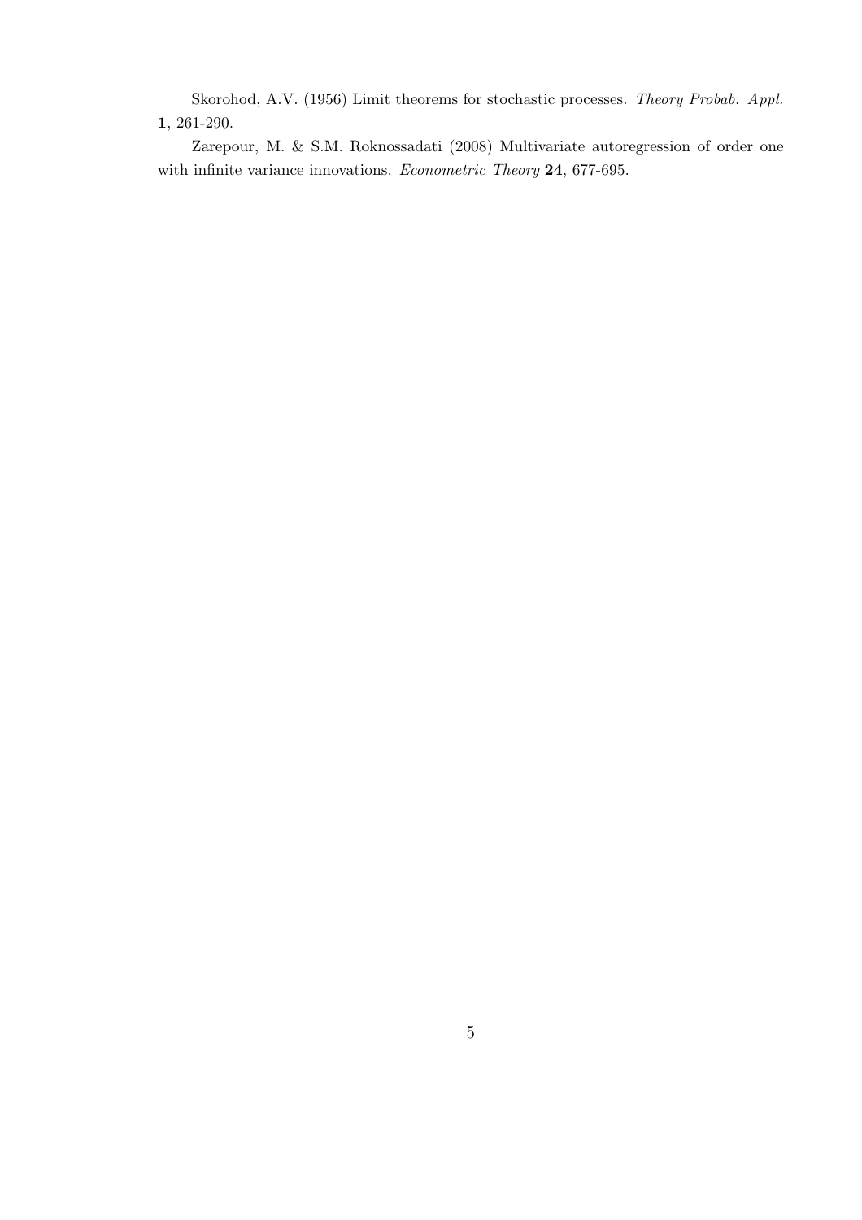Skorohod, A.V. (1956) Limit theorems for stochastic processes. *Theory Probab. Appl.* **1**, 261-290.

Zarepour, M. & S.M. Roknossadati (2008) Multivariate autoregression of order one with infinite variance innovations. *Econometric Theory* **24**, 677-695.